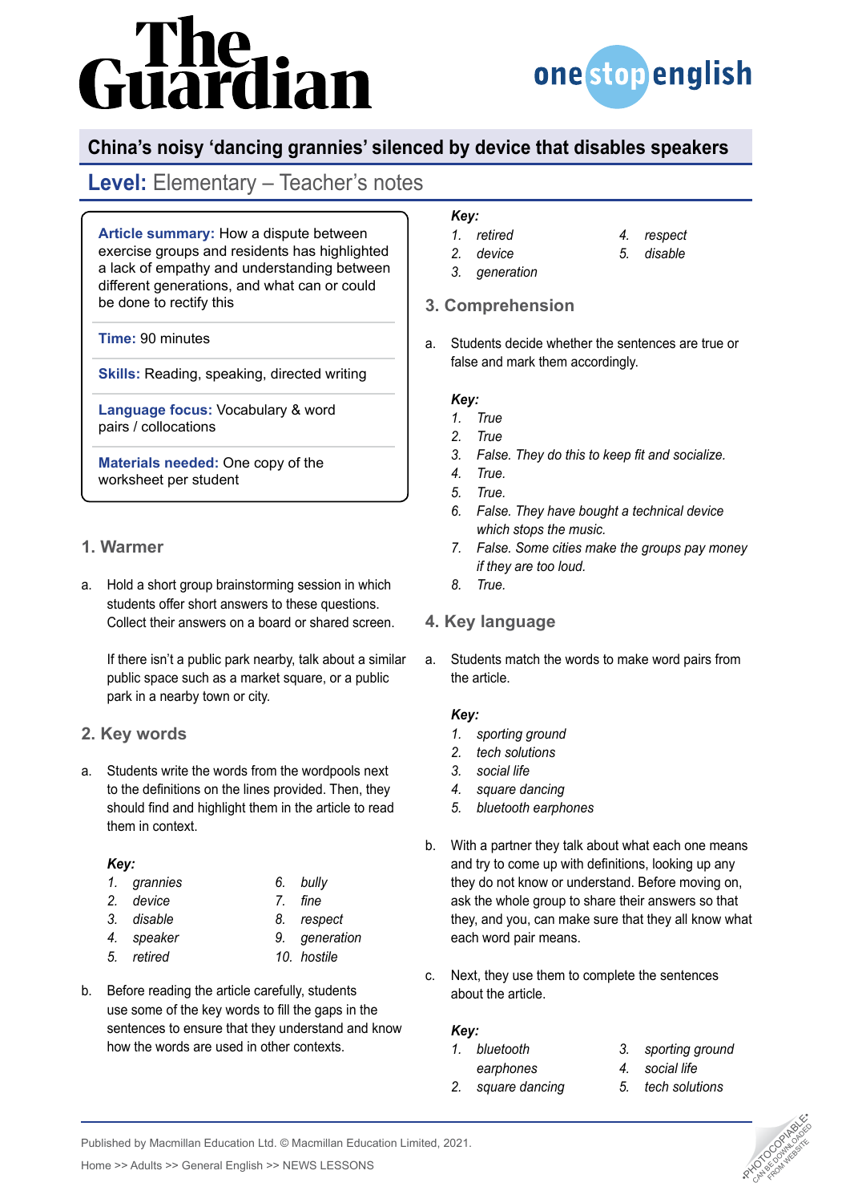# The Guardian

onestopenglish

## China's noisy 'dancing grannies' silenced by device that disables speakers

## Level: Elementary – Teacher's notes

**Article summary:** How a dispute between exercise groups and residents has highlighted a lack of empathy and understanding between different generations, and what can or could be done to rectify this

**Time:** 90 minutes

**Skills:** Reading, speaking, directed writing

**Language focus:** Vocabulary & word pairs / collocations

**Materials needed:** One copy of the worksheet per student

### 1. Warmer

a. Hold a short group brainstorming session in which students offer short answers to these questions. Collect their answers on a board or shared screen.

If there isn't a public park nearby, talk about a similar public space such as a market square, or a public park in a nearby town or city.

### 2. Key words

a. Students write the words from the wordpools next to the definitions on the lines provided. Then, they should find and highlight them in the article to read them in context.

***Key:***

1. *grannies*
2. *device*
3. *disable*
4. *speaker*
5. *retired*
6. *bully*
7. *fine*
8. *respect*
9. *generation*
10. *hostile*

b. Before reading the article carefully, students use some of the key words to fill the gaps in the sentences to ensure that they understand and know how the words are used in other contexts.

***Key:***

1. *retired*
2. *device*
3. *generation*
4. *respect*
5. *disable*

### 3. Comprehension

a. Students decide whether the sentences are true or false and mark them accordingly.

***Key:***

1. *True*
2. *True*
3. *False. They do this to keep fit and socialize.*
4. *True.*
5. *True.*
6. *False. They have bought a technical device which stops the music.*
7. *False. Some cities make the groups pay money if they are too loud.*
8. *True.*

### 4. Key language

a. Students match the words to make word pairs from the article.

***Key:***

1. *sporting ground*
2. *tech solutions*
3. *social life*
4. *square dancing*
5. *bluetooth earphones*

b. With a partner they talk about what each one means and try to come up with definitions, looking up any they do not know or understand. Before moving on, ask the whole group to share their answers so that they, and you, can make sure that they all know what each word pair means.

c. Next, they use them to complete the sentences about the article.

***Key:***

1. *bluetooth earphones*
2. *square dancing*
3. *sporting ground*
4. *social life*
5. *tech solutions*

Published by Macmillan Education Ltd. © Macmillan Education Limited, 2021.

Home >> Adults >> General English >> NEWS LESSONS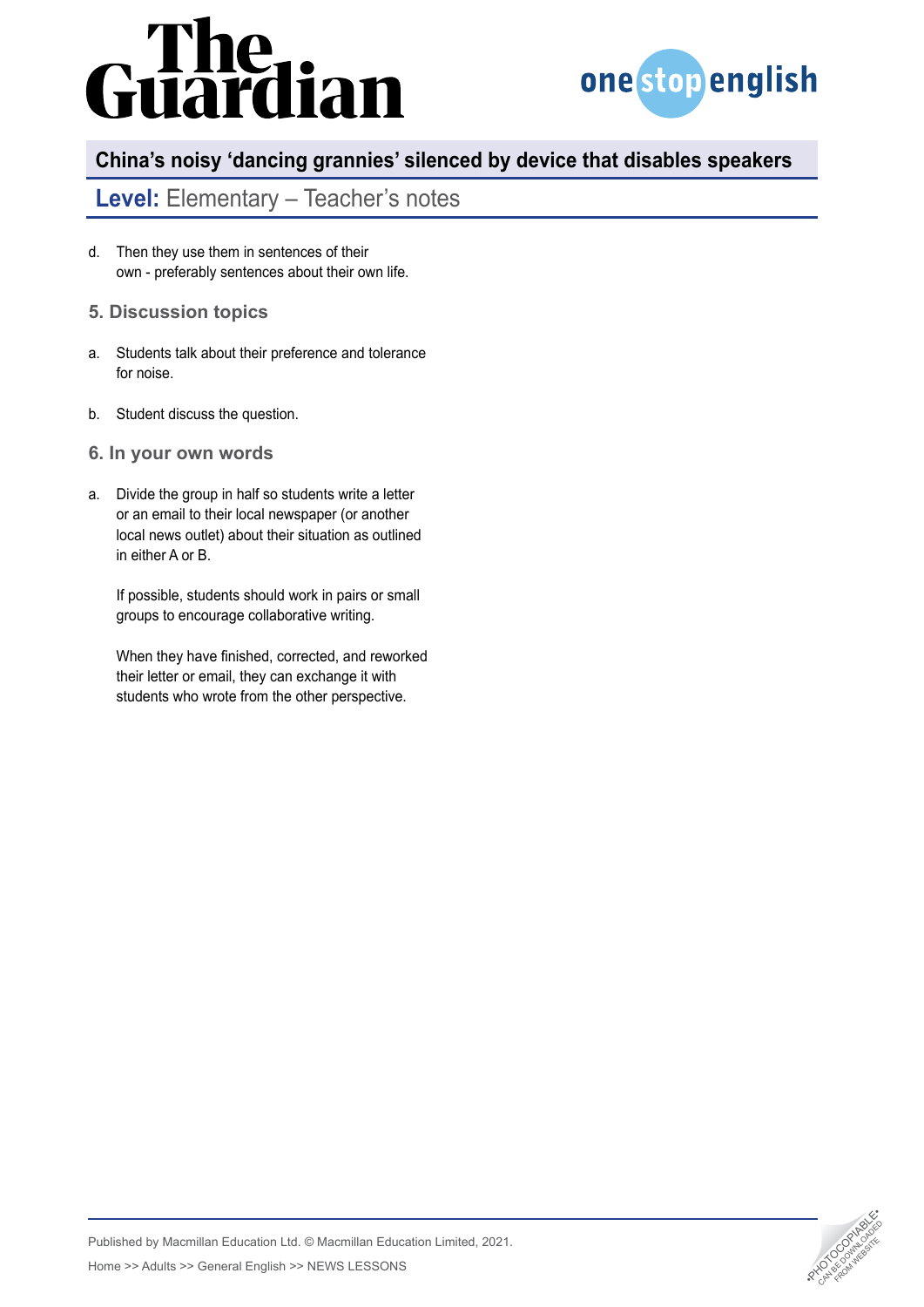d. Then they use them in sentences of their own - preferably sentences about their own life.

## 5. Discussion topics

a. Students talk about their preference and tolerance for noise.

b. Student discuss the question.

## 6. In your own words

a. Divide the group in half so students write a letter or an email to their local newspaper (or another local news outlet) about their situation as outlined in either A or B.

   If possible, students should work in pairs or small groups to encourage collaborative writing.

   When they have finished, corrected, and reworked their letter or email, they can exchange it with students who wrote from the other perspective.